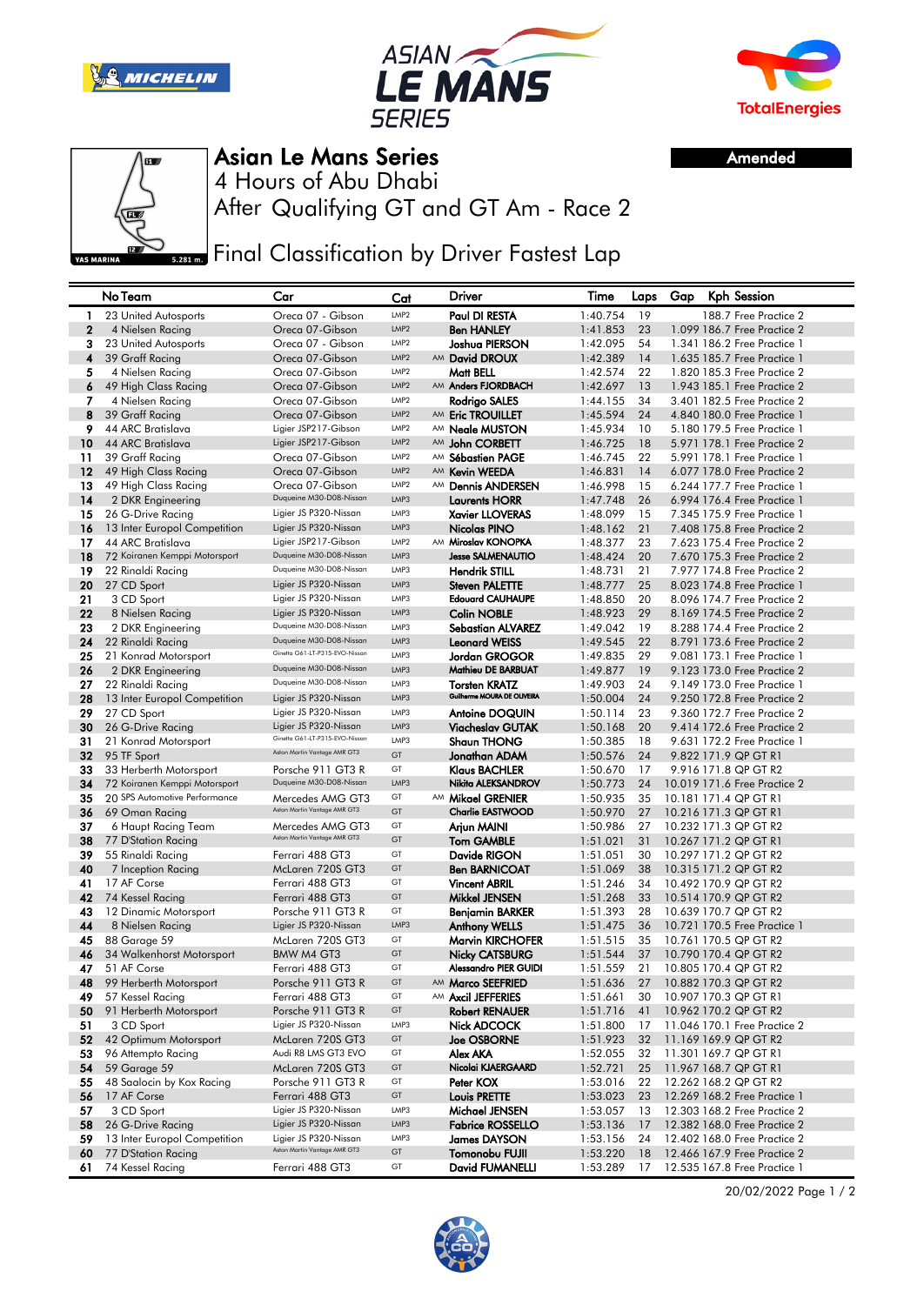# Asian Le Mans Series

4 Hours of Abu Dhabi

After Qualifying GT and GT Am - Race 2

**Amended**

YAS MARINA 5.281 m.

## Final Classification by Driver Fastest Lap

| | No Team | Car | Cat | | Driver | Time | Laps | Gap | Kph | Session |
|---|---|---|---|---|---|---|---|---|---|---|
| 1 | 23 United Autosports | Oreca 07 - Gibson | LMP2 | | Paul DI RESTA | 1:40.754 | 19 | | 188.7 | Free Practice 2 |
| 2 | 4 Nielsen Racing | Oreca 07-Gibson | LMP2 | | Ben HANLEY | 1:41.853 | 23 | 1.099 | 186.7 | Free Practice 2 |
| 3 | 23 United Autosports | Oreca 07 - Gibson | LMP2 | | Joshua PIERSON | 1:42.095 | 54 | 1.341 | 186.2 | Free Practice 2 |
| 4 | 39 Graff Racing | Oreca 07-Gibson | LMP2 | AM | David DROUX | 1:42.389 | 14 | 1.635 | 185.7 | Free Practice 1 |
| 5 | 4 Nielsen Racing | Oreca 07-Gibson | LMP2 | | Matt BELL | 1:42.574 | 22 | 1.820 | 185.3 | Free Practice 2 |
| 6 | 49 High Class Racing | Oreca 07-Gibson | LMP2 | AM | Anders FJORDBACH | 1:42.697 | 13 | 1.943 | 185.1 | Free Practice 1 |
| 7 | 4 Nielsen Racing | Oreca 07-Gibson | LMP2 | | Rodrigo SALES | 1:44.155 | 34 | 3.401 | 182.5 | Free Practice 2 |
| 8 | 39 Graff Racing | Oreca 07-Gibson | LMP2 | AM | Eric TROUILLET | 1:45.594 | 24 | 4.840 | 180.0 | Free Practice 1 |
| 9 | 44 ARC Bratislava | Ligier JSP217-Gibson | LMP2 | AM | Neale MUSTON | 1:45.934 | 10 | 5.180 | 179.5 | Free Practice 1 |
| 10 | 44 ARC Bratislava | Ligier JSP217-Gibson | LMP2 | AM | John CORBETT | 1:46.725 | 18 | 5.971 | 178.1 | Free Practice 2 |
| 11 | 39 Graff Racing | Oreca 07-Gibson | LMP2 | AM | Sébastien PAGE | 1:46.745 | 22 | 5.991 | 178.1 | Free Practice 1 |
| 12 | 49 High Class Racing | Oreca 07-Gibson | LMP2 | AM | Kevin WEEDA | 1:46.831 | 14 | 6.077 | 178.0 | Free Practice 2 |
| 13 | 49 High Class Racing | Oreca 07-Gibson | LMP2 | AM | Dennis ANDERSEN | 1:46.998 | 15 | 6.244 | 177.7 | Free Practice 2 |
| 14 | 2 DKR Engineering | Duqueine M30-D08-Nissan | LMP3 | | Laurents HORR | 1:47.748 | 26 | 6.994 | 176.4 | Free Practice 1 |
| 15 | 26 G-Drive Racing | Ligier JS P320-Nissan | LMP3 | | Xavier LLOVERAS | 1:48.099 | 15 | 7.345 | 175.9 | Free Practice 1 |
| 16 | 13 Inter Europol Competition | Ligier JS P320-Nissan | LMP3 | | Nicolas PINO | 1:48.162 | 21 | 7.408 | 175.8 | Free Practice 2 |
| 17 | 44 ARC Bratislava | Ligier JSP217-Gibson | LMP2 | AM | Miroslav KONOPKA | 1:48.377 | 23 | 7.623 | 175.4 | Free Practice 2 |
| 18 | 72 Koiranen Kemppi Motorsport | Duqueine M30-D08-Nissan | LMP3 | | Jesse SALMENAUTIO | 1:48.424 | 20 | 7.670 | 175.3 | Free Practice 2 |
| 19 | 22 Rinaldi Racing | Duqueine M30-D08-Nissan | LMP3 | | Hendrik STILL | 1:48.731 | 21 | 7.977 | 174.8 | Free Practice 2 |
| 20 | 27 CD Sport | Ligier JS P320-Nissan | LMP3 | | Steven PALETTE | 1:48.777 | 25 | 8.023 | 174.8 | Free Practice 2 |
| 21 | 3 CD Sport | Ligier JS P320-Nissan | LMP3 | | Edouard CAUHAUPE | 1:48.850 | 20 | 8.096 | 174.7 | Free Practice 2 |
| 22 | 8 Nielsen Racing | Ligier JS P320-Nissan | LMP3 | | Colin NOBLE | 1:48.923 | 29 | 8.169 | 174.5 | Free Practice 2 |
| 23 | 2 DKR Engineering | Duqueine M30-D08-Nissan | LMP3 | | Sebastian ALVAREZ | 1:49.042 | 19 | 8.288 | 174.4 | Free Practice 2 |
| 24 | 22 Rinaldi Racing | Duqueine M30-D08-Nissan | LMP3 | | Leonard WEISS | 1:49.545 | 22 | 8.791 | 173.6 | Free Practice 2 |
| 25 | 21 Konrad Motorsport | Ginetta G61-LT-P315-EVO-Nissan | LMP3 | | Jordan GROGOR | 1:49.835 | 29 | 9.081 | 173.1 | Free Practice 1 |
| 26 | 2 DKR Engineering | Duqueine M30-D08-Nissan | LMP3 | | Mathieu DE BARBUAT | 1:49.877 | 19 | 9.123 | 173.0 | Free Practice 2 |
| 27 | 22 Rinaldi Racing | Duqueine M30-D08-Nissan | LMP3 | | Torsten KRATZ | 1:49.903 | 24 | 9.149 | 173.0 | Free Practice 1 |
| 28 | 13 Inter Europol Competition | Ligier JS P320-Nissan | LMP3 | | Guilherme MOURA DE OLIVEIRA | 1:50.004 | 24 | 9.250 | 172.8 | Free Practice 2 |
| 29 | 27 CD Sport | Ligier JS P320-Nissan | LMP3 | | Antoine DOQUIN | 1:50.114 | 23 | 9.360 | 172.7 | Free Practice 2 |
| 30 | 26 G-Drive Racing | Ligier JS P320-Nissan | LMP3 | | Viacheslav GUTAK | 1:50.168 | 20 | 9.414 | 172.6 | Free Practice 2 |
| 31 | 21 Konrad Motorsport | Ginetta G61-LT-P315-EVO-Nissan | LMP3 | | Shaun THONG | 1:50.385 | 18 | 9.631 | 172.2 | Free Practice 1 |
| 32 | 95 TF Sport | Aston Martin Vantage AMR GT3 | GT | | Jonathan ADAM | 1:50.576 | 24 | 9.822 | 171.9 | QP GT R1 |
| 33 | 33 Herberth Motorsport | Porsche 911 GT3 R | GT | | Klaus BACHLER | 1:50.670 | 17 | 9.916 | 171.8 | QP GT R2 |
| 34 | 72 Koiranen Kemppi Motorsport | Duqueine M30-D08-Nissan | LMP3 | | Nikita ALEKSANDROV | 1:50.773 | 24 | 10.019 | 171.6 | Free Practice 2 |
| 35 | 20 SPS Automotive Performance | Mercedes AMG GT3 | GT | AM | Mikael GRENIER | 1:50.935 | 35 | 10.181 | 171.4 | QP GT R1 |
| 36 | 69 Oman Racing | Aston Martin Vantage AMR GT3 | GT | | Charlie EASTWOOD | 1:50.970 | 27 | 10.216 | 171.3 | QP GT R1 |
| 37 | 6 Haupt Racing Team | Mercedes AMG GT3 | GT | | Arjun MAINI | 1:50.986 | 27 | 10.232 | 171.3 | QP GT R2 |
| 38 | 77 D'Station Racing | Aston Martin Vantage AMR GT3 | GT | | Tom GAMBLE | 1:51.021 | 31 | 10.267 | 171.2 | QP GT R1 |
| 39 | 55 Rinaldi Racing | Ferrari 488 GT3 | GT | | Davide RIGON | 1:51.051 | 30 | 10.297 | 171.2 | QP GT R2 |
| 40 | 7 Inception Racing | McLaren 720S GT3 | GT | | Ben BARNICOAT | 1:51.069 | 38 | 10.315 | 171.2 | QP GT R2 |
| 41 | 17 AF Corse | Ferrari 488 GT3 | GT | | Vincent ABRIL | 1:51.246 | 34 | 10.492 | 170.9 | QP GT R2 |
| 42 | 74 Kessel Racing | Ferrari 488 GT3 | GT | | Mikkel JENSEN | 1:51.268 | 33 | 10.514 | 170.9 | QP GT R2 |
| 43 | 12 Dinamic Motorsport | Porsche 911 GT3 R | GT | | Benjamin BARKER | 1:51.393 | 28 | 10.639 | 170.7 | QP GT R2 |
| 44 | 8 Nielsen Racing | Ligier JS P320-Nissan | LMP3 | | Anthony WELLS | 1:51.475 | 36 | 10.721 | 170.5 | Free Practice 1 |
| 45 | 88 Garage 59 | McLaren 720S GT3 | GT | | Marvin KIRCHOFER | 1:51.515 | 35 | 10.761 | 170.5 | QP GT R2 |
| 46 | 34 Walkenhorst Motorsport | BMW M4 GT3 | GT | | Nicky CATSBURG | 1:51.544 | 37 | 10.790 | 170.4 | QP GT R2 |
| 47 | 51 AF Corse | Ferrari 488 GT3 | GT | | Alessandro PIER GUIDI | 1:51.559 | 21 | 10.805 | 170.4 | QP GT R2 |
| 48 | 99 Herberth Motorsport | Porsche 911 GT3 R | GT | AM | Marco SEEFRIED | 1:51.636 | 27 | 10.882 | 170.3 | QP GT R2 |
| 49 | 57 Kessel Racing | Ferrari 488 GT3 | GT | AM | Axcil JEFFERIES | 1:51.661 | 30 | 10.907 | 170.3 | QP GT R1 |
| 50 | 91 Herberth Motorsport | Porsche 911 GT3 R | GT | | Robert RENAUER | 1:51.716 | 41 | 10.962 | 170.2 | QP GT R2 |
| 51 | 3 CD Sport | Ligier JS P320-Nissan | LMP3 | | Nick ADCOCK | 1:51.800 | 17 | 11.046 | 170.1 | Free Practice 2 |
| 52 | 42 Optimum Motorsport | McLaren 720S GT3 | GT | | Joe OSBORNE | 1:51.923 | 32 | 11.169 | 169.9 | QP GT R2 |
| 53 | 96 Attempto Racing | Audi R8 LMS GT3 EVO | GT | | Alex AKA | 1:52.055 | 32 | 11.301 | 169.7 | QP GT R1 |
| 54 | 59 Garage 59 | McLaren 720S GT3 | GT | | Nicolai KJAERGAARD | 1:52.721 | 25 | 11.967 | 168.7 | QP GT R1 |
| 55 | 48 Saalocin by Kox Racing | Porsche 911 GT3 R | GT | | Peter KOX | 1:53.016 | 22 | 12.262 | 168.2 | QP GT R2 |
| 56 | 17 AF Corse | Ferrari 488 GT3 | GT | | Louis PRETTE | 1:53.023 | 23 | 12.269 | 168.2 | Free Practice 1 |
| 57 | 3 CD Sport | Ligier JS P320-Nissan | LMP3 | | Michael JENSEN | 1:53.057 | 13 | 12.303 | 168.2 | Free Practice 2 |
| 58 | 26 G-Drive Racing | Ligier JS P320-Nissan | LMP3 | | Fabrice ROSSELLO | 1:53.136 | 17 | 12.382 | 168.0 | Free Practice 2 |
| 59 | 13 Inter Europol Competition | Ligier JS P320-Nissan | LMP3 | | James DAYSON | 1:53.156 | 24 | 12.402 | 168.0 | Free Practice 2 |
| 60 | 77 D'Station Racing | Aston Martin Vantage AMR GT3 | GT | | Tomonobu FUJII | 1:53.220 | 18 | 12.466 | 167.9 | Free Practice 2 |
| 61 | 74 Kessel Racing | Ferrari 488 GT3 | GT | | David FUMANELLI | 1:53.289 | 17 | 12.535 | 167.8 | Free Practice 1 |

20/02/2022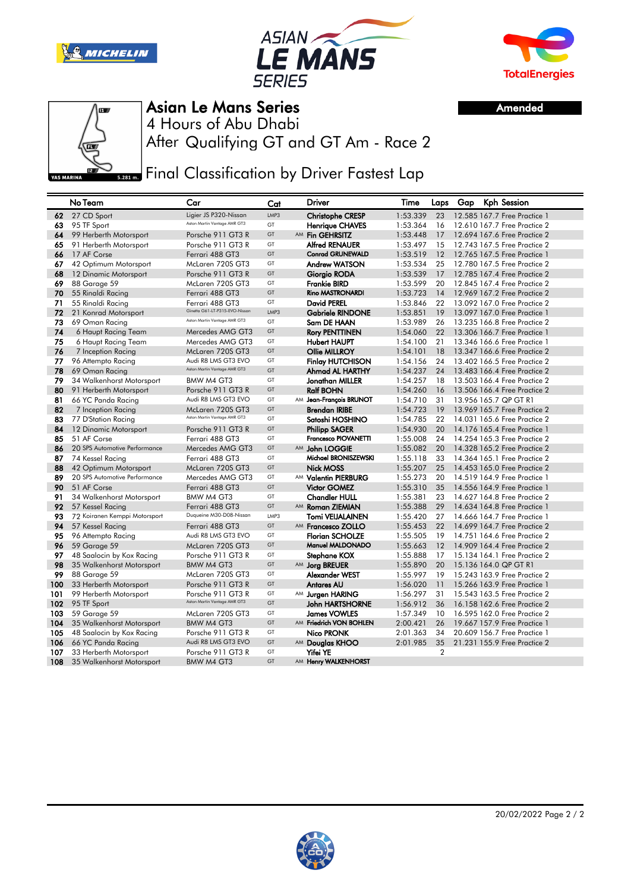# Asian Le Mans Series

4 Hours of Abu Dhabi

After Qualifying GT and GT Am - Race 2

Amended

## Final Classification by Driver Fastest Lap

| | No Team | Car | Cat | | Driver | Time | Laps | Gap | Kph | Session |
|---|---|---|---|---|---|---|---|---|---|---|
| 62 | 27 CD Sport | Ligier JS P320-Nissan | LMP3 | | Christophe CRESP | 1:53.339 | 23 | 12.585 | 167.7 | Free Practice 1 |
| 63 | 95 TF Sport | Aston Martin Vantage AMR GT3 | GT | | Henrique CHAVES | 1:53.364 | 16 | 12.610 | 167.7 | Free Practice 2 |
| 64 | 99 Herberth Motorsport | Porsche 911 GT3 R | GT | AM | Fin GEHRSITZ | 1:53.448 | 17 | 12.694 | 167.6 | Free Practice 2 |
| 65 | 91 Herberth Motorsport | Porsche 911 GT3 R | GT | | Alfred RENAUER | 1:53.497 | 15 | 12.743 | 167.5 | Free Practice 2 |
| 66 | 17 AF Corse | Ferrari 488 GT3 | GT | | Conrad GRUNEWALD | 1:53.519 | 12 | 12.765 | 167.5 | Free Practice 1 |
| 67 | 42 Optimum Motorsport | McLaren 720S GT3 | GT | | Andrew WATSON | 1:53.534 | 25 | 12.780 | 167.5 | Free Practice 2 |
| 68 | 12 Dinamic Motorsport | Porsche 911 GT3 R | GT | | Giorgio RODA | 1:53.539 | 17 | 12.785 | 167.4 | Free Practice 2 |
| 69 | 88 Garage 59 | McLaren 720S GT3 | GT | | Frankie BIRD | 1:53.599 | 20 | 12.845 | 167.4 | Free Practice 2 |
| 70 | 55 Rinaldi Racing | Ferrari 488 GT3 | GT | | Rino MASTRONARDI | 1:53.723 | 14 | 12.969 | 167.2 | Free Practice 2 |
| 71 | 55 Rinaldi Racing | Ferrari 488 GT3 | GT | | David PEREL | 1:53.846 | 22 | 13.092 | 167.0 | Free Practice 2 |
| 72 | 21 Konrad Motorsport | Ginetta G61-LT-P315-EVO-Nissan | LMP3 | | Gabriele RINDONE | 1:53.851 | 19 | 13.097 | 167.0 | Free Practice 1 |
| 73 | 69 Oman Racing | Aston Martin Vantage AMR GT3 | GT | | Sam DE HAAN | 1:53.989 | 26 | 13.235 | 166.8 | Free Practice 2 |
| 74 | 6 Haupt Racing Team | Mercedes AMG GT3 | GT | | Rory PENTTINEN | 1:54.060 | 22 | 13.306 | 166.7 | Free Practice 1 |
| 75 | 6 Haupt Racing Team | Mercedes AMG GT3 | GT | | Hubert HAUPT | 1:54.100 | 21 | 13.346 | 166.6 | Free Practice 1 |
| 76 | 7 Inception Racing | McLaren 720S GT3 | GT | | Ollie MILLROY | 1:54.101 | 18 | 13.347 | 166.6 | Free Practice 2 |
| 77 | 96 Attempto Racing | Audi R8 LMS GT3 EVO | GT | | Finlay HUTCHISON | 1:54.156 | 24 | 13.402 | 166.5 | Free Practice 2 |
| 78 | 69 Oman Racing | Aston Martin Vantage AMR GT3 | GT | | Ahmad AL HARTHY | 1:54.237 | 24 | 13.483 | 166.4 | Free Practice 2 |
| 79 | 34 Walkenhorst Motorsport | BMW M4 GT3 | GT | | Jonathan MILLER | 1:54.257 | 18 | 13.503 | 166.4 | Free Practice 2 |
| 80 | 91 Herberth Motorsport | Porsche 911 GT3 R | GT | | Ralf BOHN | 1:54.260 | 16 | 13.506 | 166.4 | Free Practice 2 |
| 81 | 66 YC Panda Racing | Audi R8 LMS GT3 EVO | GT | AM | Jean-François BRUNOT | 1:54.710 | 31 | 13.956 | 165.7 | QP GT R1 |
| 82 | 7 Inception Racing | McLaren 720S GT3 | GT | | Brendan IRIBE | 1:54.723 | 19 | 13.969 | 165.7 | Free Practice 2 |
| 83 | 77 D'Station Racing | Aston Martin Vantage AMR GT3 | GT | | Satoshi HOSHINO | 1:54.785 | 22 | 14.031 | 165.6 | Free Practice 2 |
| 84 | 12 Dinamic Motorsport | Porsche 911 GT3 R | GT | | Philipp SAGER | 1:54.930 | 20 | 14.176 | 165.4 | Free Practice 1 |
| 85 | 51 AF Corse | Ferrari 488 GT3 | GT | | Francesco PIOVANETTI | 1:55.008 | 24 | 14.254 | 165.3 | Free Practice 2 |
| 86 | 20 SPS Automotive Performance | Mercedes AMG GT3 | GT | AM | John LOGGIE | 1:55.082 | 20 | 14.328 | 165.2 | Free Practice 2 |
| 87 | 74 Kessel Racing | Ferrari 488 GT3 | GT | | Michael BRONISZEWSKI | 1:55.118 | 33 | 14.364 | 165.1 | Free Practice 2 |
| 88 | 42 Optimum Motorsport | McLaren 720S GT3 | GT | | Nick MOSS | 1:55.207 | 25 | 14.453 | 165.0 | Free Practice 2 |
| 89 | 20 SPS Automotive Performance | Mercedes AMG GT3 | GT | AM | Valentin PIERBURG | 1:55.273 | 20 | 14.519 | 164.9 | Free Practice 1 |
| 90 | 51 AF Corse | Ferrari 488 GT3 | GT | | Victor GOMEZ | 1:55.310 | 35 | 14.556 | 164.9 | Free Practice 1 |
| 91 | 34 Walkenhorst Motorsport | BMW M4 GT3 | GT | | Chandler HULL | 1:55.381 | 23 | 14.627 | 164.8 | Free Practice 2 |
| 92 | 57 Kessel Racing | Ferrari 488 GT3 | GT | AM | Roman ZIEMIAN | 1:55.388 | 29 | 14.634 | 164.8 | Free Practice 1 |
| 93 | 72 Koiranen Kemppi Motorsport | Duqueine M30-D08-Nissan | LMP3 | | Tomi VEIJALAINEN | 1:55.420 | 27 | 14.666 | 164.7 | Free Practice 1 |
| 94 | 57 Kessel Racing | Ferrari 488 GT3 | GT | AM | Francesco ZOLLO | 1:55.453 | 22 | 14.699 | 164.7 | Free Practice 2 |
| 95 | 96 Attempto Racing | Audi R8 LMS GT3 EVO | GT | | Florian SCHOLZE | 1:55.505 | 19 | 14.751 | 164.6 | Free Practice 2 |
| 96 | 59 Garage 59 | McLaren 720S GT3 | GT | | Manuel MALDONADO | 1:55.663 | 12 | 14.909 | 164.4 | Free Practice 2 |
| 97 | 48 Saalocin by Kox Racing | Porsche 911 GT3 R | GT | | Stephane KOX | 1:55.888 | 17 | 15.134 | 164.1 | Free Practice 2 |
| 98 | 35 Walkenhorst Motorsport | BMW M4 GT3 | GT | AM | Jorg BREUER | 1:55.890 | 20 | 15.136 | 164.0 | QP GT R1 |
| 99 | 88 Garage 59 | McLaren 720S GT3 | GT | | Alexander WEST | 1:55.997 | 19 | 15.243 | 163.9 | Free Practice 2 |
| 100 | 33 Herberth Motorsport | Porsche 911 GT3 R | GT | | Antares AU | 1:56.020 | 11 | 15.266 | 163.9 | Free Practice 1 |
| 101 | 99 Herberth Motorsport | Porsche 911 GT3 R | GT | AM | Jurgen HARING | 1:56.297 | 31 | 15.543 | 163.5 | Free Practice 2 |
| 102 | 95 TF Sport | Aston Martin Vantage AMR GT3 | GT | | John HARTSHORNE | 1:56.912 | 36 | 16.158 | 162.6 | Free Practice 2 |
| 103 | 59 Garage 59 | McLaren 720S GT3 | GT | | James VOWLES | 1:57.349 | 10 | 16.595 | 162.0 | Free Practice 2 |
| 104 | 35 Walkenhorst Motorsport | BMW M4 GT3 | GT | AM | Friedrich VON BOHLEN | 2:00.421 | 26 | 19.667 | 157.9 | Free Practice 2 |
| 105 | 48 Saalocin by Kox Racing | Porsche 911 GT3 R | GT | | Nico PRONK | 2:01.363 | 34 | 20.609 | 156.7 | Free Practice 1 |
| 106 | 66 YC Panda Racing | Audi R8 LMS GT3 EVO | GT | AM | Douglas KHOO | 2:01.985 | 35 | 21.231 | 155.9 | Free Practice 2 |
| 107 | 33 Herberth Motorsport | Porsche 911 GT3 R | GT | | Yifei YE | | 2 | | | |
| 108 | 35 Walkenhorst Motorsport | BMW M4 GT3 | GT | AM | Henry WALKENHORST | | | | | |

20/02/2022